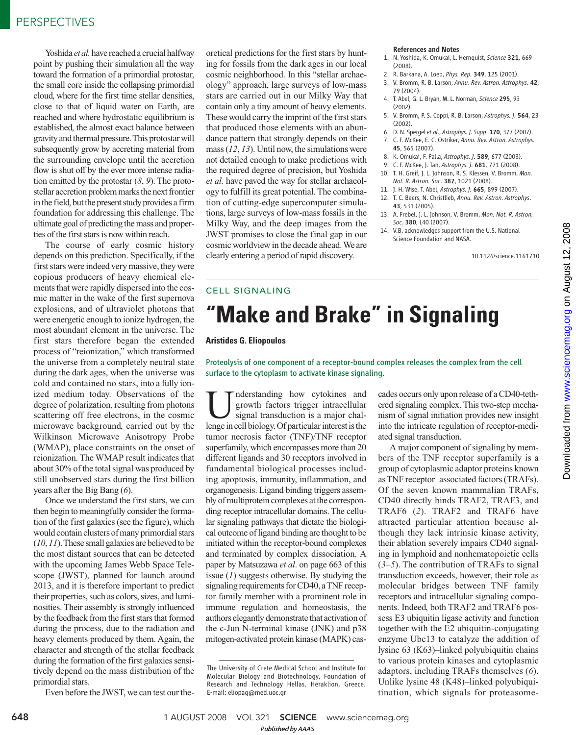Yoshida *et al.* have reached a crucial halfway point by pushing their simulation all the way toward the formation of a primordial protostar, the small core inside the collapsing primordial cloud, where for the first time stellar densities, close to that of liquid water on Earth, are reached and where hydrostatic equilibrium is established, the almost exact balance between gravity and thermal pressure. This protostar will subsequently grow by accreting material from the surrounding envelope until the accretion flow is shut off by the ever more intense radiation emitted by the protostar (*8*, *9*). The protostellar accretion problem marks the next frontier in the field, but the present study provides a firm foundation for addressing this challenge. The ultimate goal of predicting the mass and properties of the first stars is now within reach.

The course of early cosmic history depends on this prediction. Specifically, if the first stars were indeed very massive, they were copious producers of heavy chemical elements that were rapidly dispersed into the cosmic matter in the wake of the first supernova explosions, and of ultraviolet photons that were energetic enough to ionize hydrogen, the most abundant element in the universe. The first stars therefore began the extended process of "reionization," which transformed the universe from a completely neutral state during the dark ages, when the universe was cold and contained no stars, into a fully ionized medium today. Observations of the degree of polarization, resulting from photons scattering off free electrons, in the cosmic microwave background, carried out by the Wilkinson Microwave Anisotropy Probe (WMAP), place constraints on the onset of reionization. The WMAP result indicates that about 30% of the total signal was produced by still unobserved stars during the first billion years after the Big Bang (*6*).

Once we understand the first stars, we can then begin to meaningfully consider the formation of the first galaxies (see the figure), which would contain clusters of many primordial stars (*10*, *11*). These small galaxies are believed to be the most distant sources that can be detected with the upcoming James Webb Space Telescope (JWST), planned for launch around 2013, and it is therefore important to predict their properties, such as colors, sizes, and luminosities. Their assembly is strongly influenced by the feedback from the first stars that formed during the process, due to the radiation and heavy elements produced by them. Again, the character and strength of the stellar feedback during the formation of the first galaxies sensitively depend on the mass distribution of the primordial stars.

Even before the JWST, we can test our theoretical predictions for the first stars by hunting for fossils from the dark ages in our local cosmic neighborhood. In this "stellar archaeology" approach, large surveys of low-mass stars are carried out in our Milky Way that contain only a tiny amount of heavy elements. These would carry the imprint of the first stars that produced those elements with an abundance pattern that strongly depends on their mass (*12*, *13*). Until now, the simulations were not detailed enough to make predictions with the required degree of precision, but Yoshida *et al.* have paved the way for stellar archaeology to fulfill its great potential. The combination of cutting-edge supercomputer simulations, large surveys of low-mass fossils in the Milky Way, and the deep images from the JWST promises to close the final gap in our cosmic worldview in the decade ahead. We are clearly entering a period of rapid discovery.

**References and Notes**

1. N. Yoshida, K. Omukai, L. Hernquist, *Science* **321**, 669 (2008).
2. R. Barkana, A. Loeb, *Phys. Rep.* **349**, 125 (2001).
3. V. Bromm, R. B. Larson, *Annu. Rev. Astron. Astrophys.* **42**, 79 (2004).
4. T. Abel, G. L. Bryan, M. L. Norman, *Science* **295**, 93 (2002).
5. V. Bromm, P. S. Coppi, R. B. Larson, *Astrophys. J.* **564**, 23 (2002).
6. D. N. Spergel *et al.*, *Astrophys. J. Supp*. **170**, 377 (2007).
7. C. F. McKee, E. C. Ostriker, *Annu. Rev. Astron. Astrophys.* **45**, 565 (2007).
8. K. Omukai, F. Palla, *Astrophys. J.* **589**, 677 (2003).
9. C. F. McKee, J. Tan, *Astrophys. J.* **681**, 771 (2008).
10. T. H. Greif, J. L. Johnson, R. S. Klessen, V. Bromm, *Mon. Not. R. Astron. Soc*. **387**, 1021 (2008).
11. J. H. Wise, T. Abel, *Astrophys. J.* **665**, 899 (2007).
12. T. C. Beers, N. Christlieb, *Annu. Rev. Astron. Astrophys*. **43**, 531 (2005).
13. A. Frebel, J. L. Johnson, V. Bromm, *Mon. Not. R. Astron. Soc*. **380**, L40 (2007).
14. V.B. acknowledges support from the U.S. National Science Foundation and NASA.

10.1126/science.1161710

CELL SIGNALING

# "Make and Brake" in Signaling

**Aristides G. Eliopoulos**

Proteolysis of one component of a receptor-bound complex releases the complex from the cell surface to the cytoplasm to activate kinase signaling.

Understanding how cytokines and growth factors trigger intracellular signal transduction is a major challenge in cell biology. Of particular interest is the tumor necrosis factor (TNF)/TNF receptor superfamily, which encompasses more than 20 different ligands and 30 receptors involved in fundamental biological processes including apoptosis, immunity, inflammation, and organogenesis. Ligand binding triggers assembly of multiprotein complexes at the corresponding receptor intracellular domains. The cellular signaling pathways that dictate the biological outcome of ligand binding are thought to be initiated within the receptor-bound complexes and terminated by complex dissociation. A paper by Matsuzawa *et al*. on page 663 of this issue (*1*) suggests otherwise. By studying the signaling requirements for CD40, a TNF receptor family member with a prominent role in immune regulation and homeostasis, the authors elegantly demonstrate that activation of the c-Jun N-terminal kinase (JNK) and p38 mitogen-activated protein kinase (MAPK) cascades occurs only upon release of a CD40-tethered signaling complex. This two-step mechanism of signal initiation provides new insight into the intricate regulation of receptor-mediated signal transduction.

A major component of signaling by members of the TNF receptor superfamily is a group of cytoplasmic adaptor proteins known as TNF receptor–associated factors (TRAFs). Of the seven known mammalian TRAFs, CD40 directly binds TRAF2, TRAF3, and TRAF6 (*2*). TRAF2 and TRAF6 have attracted particular attention because although they lack intrinsic kinase activity, their ablation severely impairs CD40 signaling in lymphoid and nonhematopoietic cells (*3*–*5*). The contribution of TRAFs to signal transduction exceeds, however, their role as molecular bridges between TNF family receptors and intracellular signaling components. Indeed, both TRAF2 and TRAF6 possess E3 ubiquitin ligase activity and function together with the E2 ubiquitin-conjugating enzyme Ubc13 to catalyze the addition of lysine 63 (K63)–linked polyubiquitin chains to various protein kinases and cytoplasmic adaptors, including TRAFs themselves (*6*). Unlike lysine 48 (K48)–linked polyubiquitination, which signals for proteasome-

The University of Crete Medical School and Institute for Molecular Biology and Biotechnology, Foundation of Research and Technology Hellas, Heraklion, Greece. E-mail: eliopag@med.uoc.gr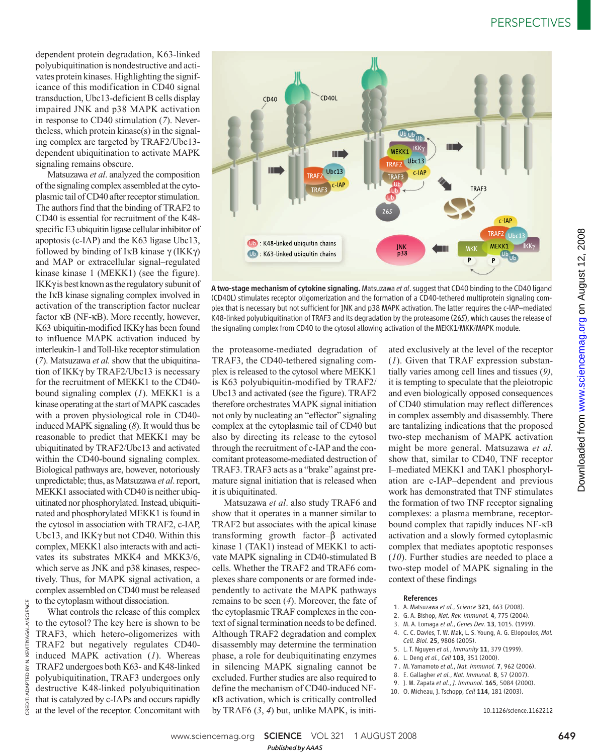dependent protein degradation, K63-linked polyubiquitination is nondestructive and activates protein kinases. Highlighting the significance of this modification in CD40 signal transduction, Ubc13-deficient B cells display impaired JNK and p38 MAPK activation in response to CD40 stimulation (*7*). Nevertheless, which protein kinase(s) in the signaling complex are targeted by TRAF2/Ubc13-dependent ubiquitination to activate MAPK signaling remains obscure.

Matsuzawa *et al.* analyzed the composition of the signaling complex assembled at the cytoplasmic tail of CD40 after receptor stimulation. The authors find that the binding of TRAF2 to CD40 is essential for recruitment of the K48-specific E3 ubiquitin ligase cellular inhibitor of apoptosis (c-IAP) and the K63 ligase Ubc13, followed by binding of IκB kinase γ (IKKγ) and MAP or extracellular signal–regulated kinase kinase 1 (MEKK1) (see the figure). IKKγ is best known as the regulatory subunit of the IκB kinase signaling complex involved in activation of the transcription factor nuclear factor κB (NF-κB). More recently, however, K63 ubiquitin-modified IKKγ has been found to influence MAPK activation induced by interleukin-1 and Toll-like receptor stimulation (*7*). Matsuzawa *et al.* show that the ubiquitination of IKKγ by TRAF2/Ubc13 is necessary for the recruitment of MEKK1 to the CD40-bound signaling complex (*1*). MEKK1 is a kinase operating at the start of MAPK cascades with a proven physiological role in CD40-induced MAPK signaling (*8*). It would thus be reasonable to predict that MEKK1 may be ubiquitinated by TRAF2/Ubc13 and activated within the CD40-bound signaling complex. Biological pathways are, however, notoriously unpredictable; thus, as Matsuzawa *et al.* report, MEKK1 associated with CD40 is neither ubiquitinated nor phosphorylated. Instead, ubiquitinated and phosphorylated MEKK1 is found in the cytosol in association with TRAF2, c-IAP, Ubc13, and IKKγ but not CD40. Within this complex, MEKK1 also interacts with and activates its substrates MKK4 and MKK3/6, which serve as JNK and p38 kinases, respectively. Thus, for MAPK signal activation, a complex assembled on CD40 must be released to the cytoplasm without dissociation.

What controls the release of this complex to the cytosol? The key here is shown to be TRAF3, which hetero-oligomerizes with TRAF2 but negatively regulates CD40-induced MAPK activation (*1*). Whereas TRAF2 undergoes both K63- and K48-linked polyubiquitination, TRAF3 undergoes only destructive K48-linked polyubiquitination that is catalyzed by c-IAPs and occurs rapidly at the level of the receptor. Concomitant with

CD40
CD40L
TRAF2 Ubc13
TRAF3 c-IAP
Ub Ub Ub
MEKK1 IKKγ
TRAF2 Ubc13
TRAF3 c-IAP
Ub
Ub
Ub
26S
TRAF3
c-IAP
TRAF2 Ubc13
MKK MEKK1 IKKγ
Ub Ub
P P
JNK
p38
Ub : K48-linked ubiquitin chains
Ub : K63-linked ubiquitin chains

**A two-stage mechanism of cytokine signaling.** Matsuzawa *et al.* suggest that CD40 binding to the CD40 ligand (CD40L) stimulates receptor oligomerization and the formation of a CD40-tethered multiprotein signaling complex that is necessary but not sufficient for JNK and p38 MAPK activation. The latter requires the c-IAP–mediated K48-linked polyubiquitination of TRAF3 and its degradation by the proteasome (26*S*), which causes the release of the signaling complex from CD40 to the cytosol allowing activation of the MEKK1/MKK/MAPK module.

the proteasome-mediated degradation of TRAF3, the CD40-tethered signaling complex is released to the cytosol where MEKK1 is K63 polyubiquitin-modified by TRAF2/Ubc13 and activated (see the figure). TRAF2 therefore orchestrates MAPK signal initiation not only by nucleating an "effector" signaling complex at the cytoplasmic tail of CD40 but also by directing its release to the cytosol through the recruitment of c-IAP and the concomitant proteasome-mediated destruction of TRAF3. TRAF3 acts as a "brake" against premature signal initiation that is released when it is ubiquitinated.

Matsuzawa *et al.* also study TRAF6 and show that it operates in a manner similar to TRAF2 but associates with the apical kinase transforming growth factor–β activated kinase 1 (TAK1) instead of MEKK1 to activate MAPK signaling in CD40-stimulated B cells. Whether the TRAF2 and TRAF6 complexes share components or are formed independently to activate the MAPK pathways remains to be seen (*4*). Moreover, the fate of the cytoplasmic TRAF complexes in the context of signal termination needs to be defined. Although TRAF2 degradation and complex disassembly may determine the termination phase, a role for deubiquitinating enzymes in silencing MAPK signaling cannot be excluded. Further studies are also required to define the mechanism of CD40-induced NF-κB activation, which is critically controlled by TRAF6 (*3*, *4*) but, unlike MAPK, is initiated exclusively at the level of the receptor (*1*). Given that TRAF expression substantially varies among cell lines and tissues (*9*), it is tempting to speculate that the pleiotropic and even biologically opposed consequences of CD40 stimulation may reflect differences in complex assembly and disassembly. There are tantalizing indications that the proposed two-step mechanism of MAPK activation might be more general. Matsuzawa *et al.* show that, similar to CD40, TNF receptor I–mediated MEKK1 and TAK1 phosphorylation are c-IAP–dependent and previous work has demonstrated that TNF stimulates the formation of two TNF receptor signaling complexes: a plasma membrane, receptor-bound complex that rapidly induces NF-κB activation and a slowly formed cytoplasmic complex that mediates apoptotic responses (*10*). Further studies are needed to place a two-step model of MAPK signaling in the context of these findings

### References

1. A. Matsuzawa *et al.*, *Science* **321**, 663 (2008).
2. G. A. Bishop, *Nat. Rev. Immunol.* **4**, 775 (2004).
3. M. A. Lomaga *et al.*, *Genes Dev.* **13**, 1015. (1999).
4. C. C. Davies, T. W. Mak, L. S. Young, A. G. Eliopoulos, *Mol. Cell. Biol.* **25**, 9806 (2005).
5. L. T. Nguyen *et al.*, *Immunity* **11**, 379 (1999).
6. L. Deng *et al.*, *Cell* **103**, 351 (2000).
7. M. Yamamoto *et al.*, *Nat. Immunol.* **7**, 962 (2006).
8. E. Gallagher *et al.*, *Nat. Immunol.* **8**, 57 (2007).
9. J. M. Zapata *et al.*, *J. Immunol.* **165**, 5084 (2000).
10. O. Micheau, J. Tschopp, *Cell* **114**, 181 (2003).

10.1126/science.1162212